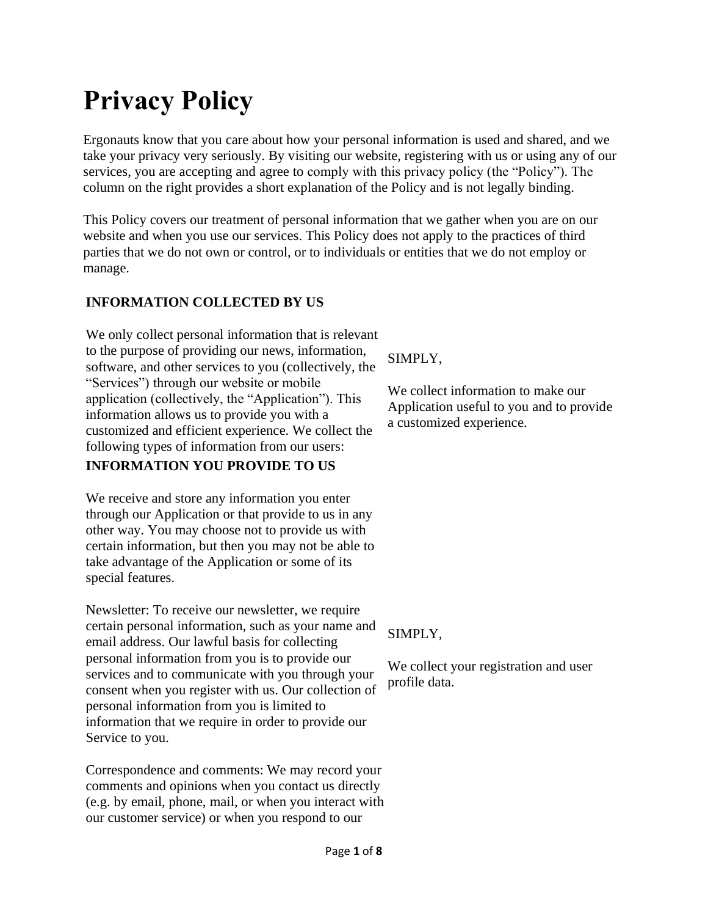# Privacy Policy

Ergonauts know that you care about how your personal information is used and shared, and we take your privacy very seriously. By visiting our website, registering with us or using any of our services, you are accepting and agree to comply with this privacy policy (the "Policy"). The column on the right provides a short explanation of the Policy and is not legally binding.

This Policy covers our treatment of personal information that we gather when you are on our website and when you use our services. This Policy does not apply to the practices of third parties that we do not own or control, or to individuals or entities that we do not employ or manage.

## INFORMATION COLLECTED BY US

We only collect personal information that is relevant to the purpose of providing our news, information, software, and other services to you (collectively, the "Services") through our website or mobile application (collectively, the "Application"). This information allows us to provide you with a customized and efficient experience. We collect the following types of information from our users:

SIMPLY,

We collect information to make our Application useful to you and to provide a customized experience.

## INFORMATION YOU PROVIDE TO US

We receive and store any information you enter through our Application or that provide to us in any other way. You may choose not to provide us with certain information, but then you may not be able to take advantage of the Application or some of its special features.

Newsletter: To receive our newsletter, we require certain personal information, such as your name and email address. Our lawful basis for collecting personal information from you is to provide our services and to communicate with you through your consent when you register with us. Our collection of personal information from you is limited to information that we require in order to provide our Service to you.

SIMPLY,

We collect your registration and user profile data.

Correspondence and comments: We may record your comments and opinions when you contact us directly (e.g. by email, phone, mail, or when you interact with our customer service) or when you respond to our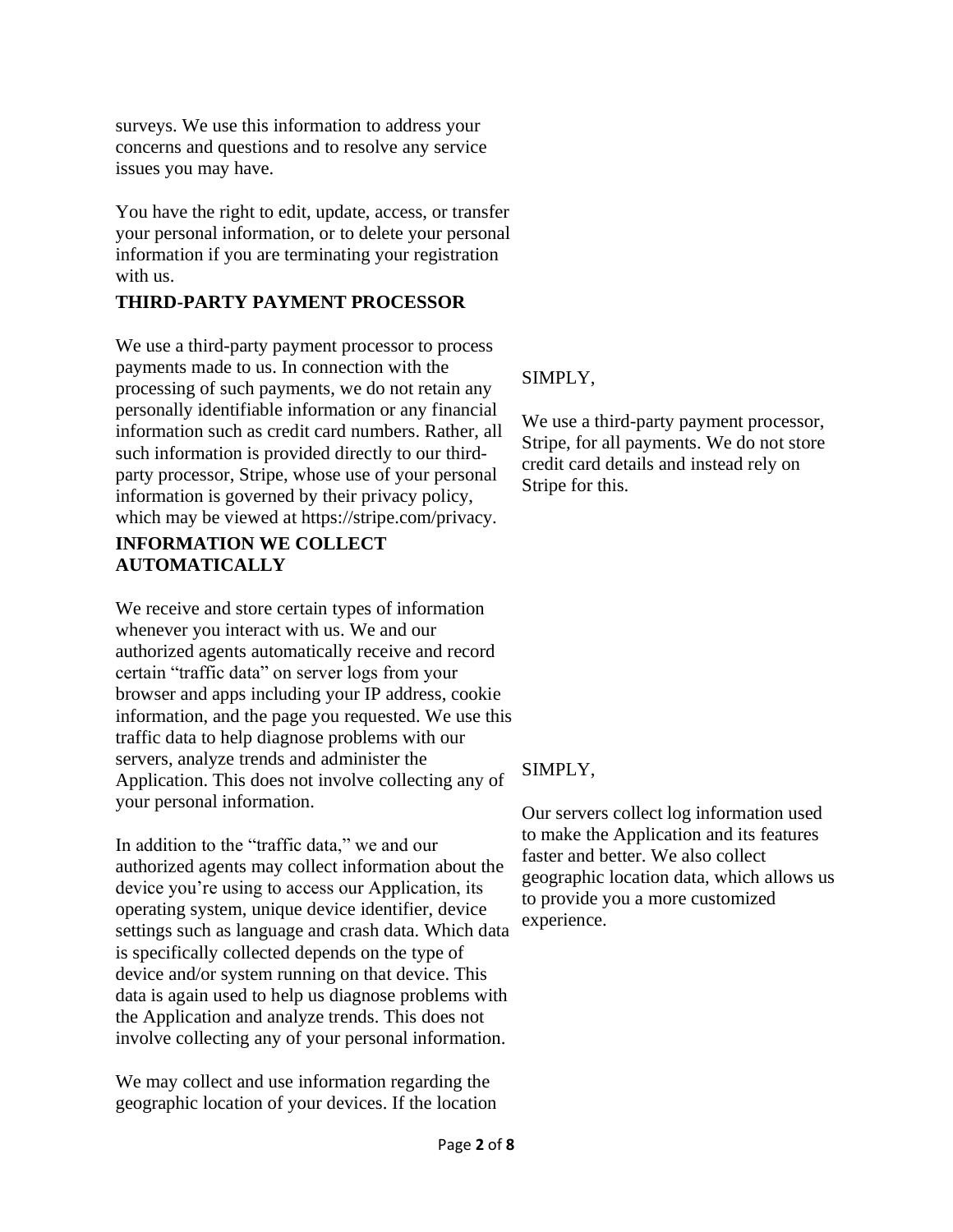surveys. We use this information to address your concerns and questions and to resolve any service issues you may have.

You have the right to edit, update, access, or transfer your personal information, or to delete your personal information if you are terminating your registration with us.

**THIRD-PARTY PAYMENT PROCESSOR**

We use a third-party payment processor to process payments made to us. In connection with the processing of such payments, we do not retain any personally identifiable information or any financial information such as credit card numbers. Rather, all such information is provided directly to our third-party processor, Stripe, whose use of your personal information is governed by their privacy policy, which may be viewed at https://stripe.com/privacy.

SIMPLY,

We use a third-party payment processor, Stripe, for all payments. We do not store credit card details and instead rely on Stripe for this.

**INFORMATION WE COLLECT AUTOMATICALLY**

We receive and store certain types of information whenever you interact with us. We and our authorized agents automatically receive and record certain "traffic data" on server logs from your browser and apps including your IP address, cookie information, and the page you requested. We use this traffic data to help diagnose problems with our servers, analyze trends and administer the Application. This does not involve collecting any of your personal information.

In addition to the "traffic data," we and our authorized agents may collect information about the device you're using to access our Application, its operating system, unique device identifier, device settings such as language and crash data. Which data is specifically collected depends on the type of device and/or system running on that device. This data is again used to help us diagnose problems with the Application and analyze trends. This does not involve collecting any of your personal information.

SIMPLY,

Our servers collect log information used to make the Application and its features faster and better. We also collect geographic location data, which allows us to provide you a more customized experience.

We may collect and use information regarding the geographic location of your devices. If the location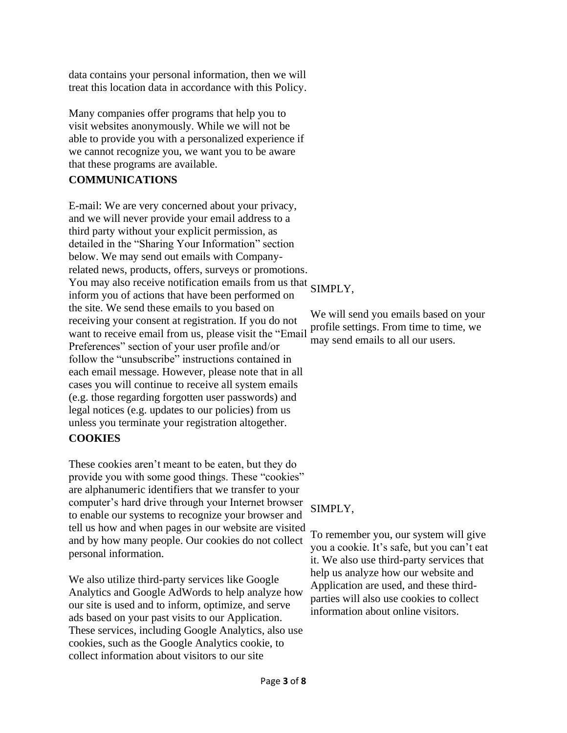data contains your personal information, then we will treat this location data in accordance with this Policy.

Many companies offer programs that help you to visit websites anonymously. While we will not be able to provide you with a personalized experience if we cannot recognize you, we want you to be aware that these programs are available.

## COMMUNICATIONS

E-mail: We are very concerned about your privacy, and we will never provide your email address to a third party without your explicit permission, as detailed in the "Sharing Your Information" section below. We may send out emails with Company-related news, products, offers, surveys or promotions. You may also receive notification emails from us that inform you of actions that have been performed on the site. We send these emails to you based on receiving your consent at registration. If you do not want to receive email from us, please visit the "Email Preferences" section of your user profile and/or follow the "unsubscribe" instructions contained in each email message. However, please note that in all cases you will continue to receive all system emails (e.g. those regarding forgotten user passwords) and legal notices (e.g. updates to our policies) from us unless you terminate your registration altogether.

SIMPLY,

We will send you emails based on your profile settings. From time to time, we may send emails to all our users.

## COOKIES

These cookies aren't meant to be eaten, but they do provide you with some good things. These "cookies" are alphanumeric identifiers that we transfer to your computer's hard drive through your Internet browser to enable our systems to recognize your browser and tell us how and when pages in our website are visited and by how many people. Our cookies do not collect personal information.

We also utilize third-party services like Google Analytics and Google AdWords to help analyze how our site is used and to inform, optimize, and serve ads based on your past visits to our Application. These services, including Google Analytics, also use cookies, such as the Google Analytics cookie, to collect information about visitors to our site

SIMPLY,

To remember you, our system will give you a cookie. It's safe, but you can't eat it. We also use third-party services that help us analyze how our website and Application are used, and these third-parties will also use cookies to collect information about online visitors.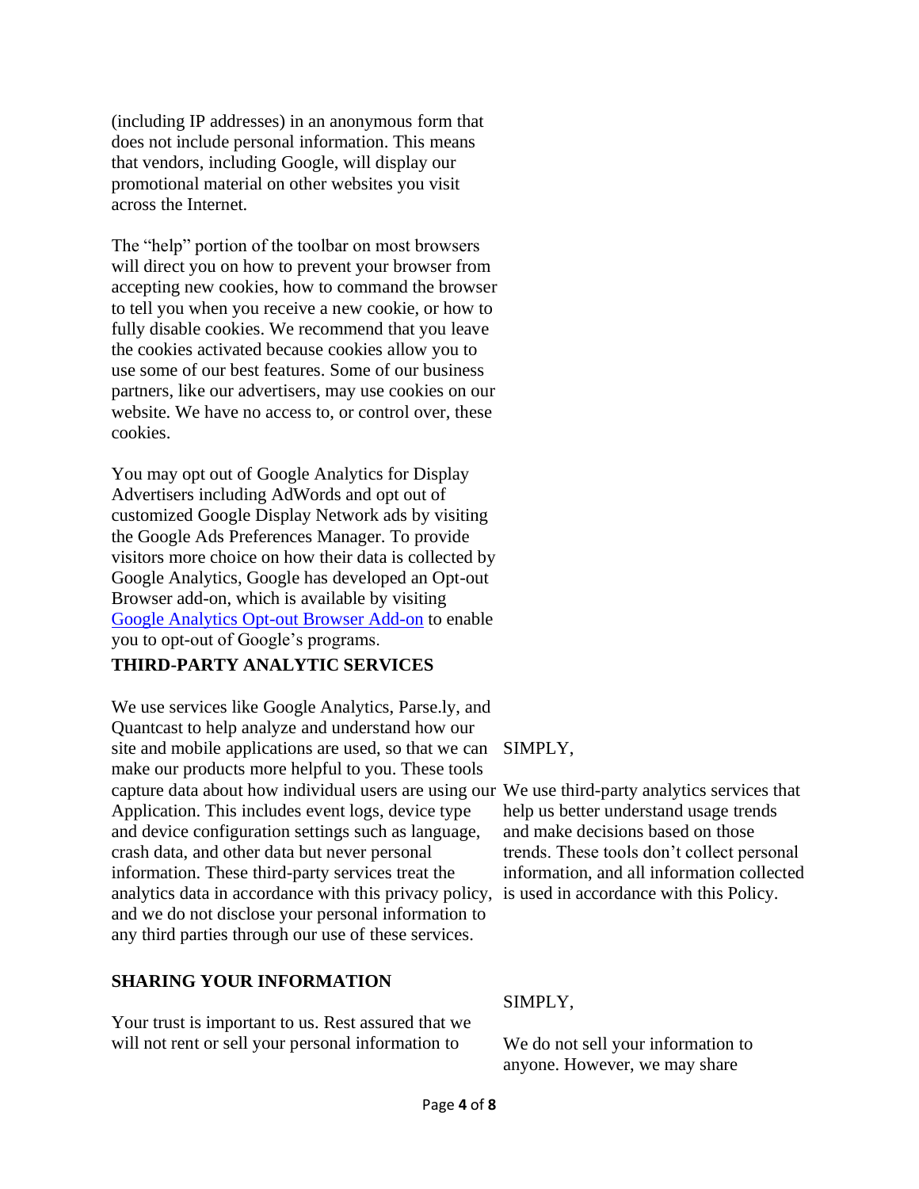(including IP addresses) in an anonymous form that does not include personal information. This means that vendors, including Google, will display our promotional material on other websites you visit across the Internet.

The "help" portion of the toolbar on most browsers will direct you on how to prevent your browser from accepting new cookies, how to command the browser to tell you when you receive a new cookie, or how to fully disable cookies. We recommend that you leave the cookies activated because cookies allow you to use some of our best features. Some of our business partners, like our advertisers, may use cookies on our website. We have no access to, or control over, these cookies.

You may opt out of Google Analytics for Display Advertisers including AdWords and opt out of customized Google Display Network ads by visiting the Google Ads Preferences Manager. To provide visitors more choice on how their data is collected by Google Analytics, Google has developed an Opt-out Browser add-on, which is available by visiting [Google Analytics Opt-out Browser Add-on] to enable you to opt-out of Google's programs.

## THIRD-PARTY ANALYTIC SERVICES

We use services like Google Analytics, Parse.ly, and Quantcast to help analyze and understand how our site and mobile applications are used, so that we can make our products more helpful to you. These tools capture data about how individual users are using our Application. This includes event logs, device type and device configuration settings such as language, crash data, and other data but never personal information. These third-party services treat the analytics data in accordance with this privacy policy, and we do not disclose your personal information to any third parties through our use of these services.

SIMPLY,

We use third-party analytics services that help us better understand usage trends and make decisions based on those trends. These tools don't collect personal information, and all information collected is used in accordance with this Policy.

## SHARING YOUR INFORMATION

Your trust is important to us. Rest assured that we will not rent or sell your personal information to

SIMPLY,

We do not sell your information to anyone. However, we may share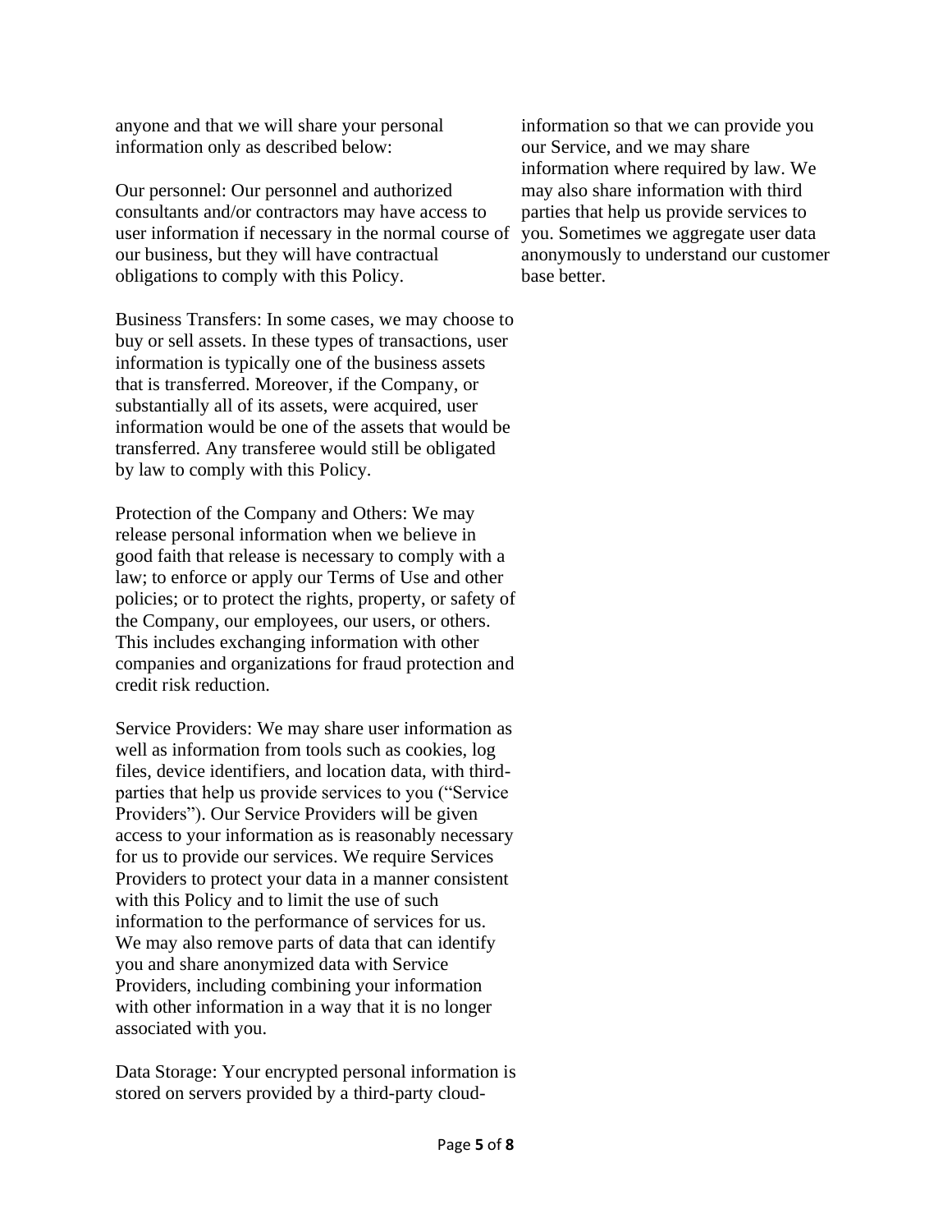anyone and that we will share your personal information only as described below:

Our personnel: Our personnel and authorized consultants and/or contractors may have access to user information if necessary in the normal course of our business, but they will have contractual obligations to comply with this Policy.

Business Transfers: In some cases, we may choose to buy or sell assets. In these types of transactions, user information is typically one of the business assets that is transferred. Moreover, if the Company, or substantially all of its assets, were acquired, user information would be one of the assets that would be transferred. Any transferee would still be obligated by law to comply with this Policy.

Protection of the Company and Others: We may release personal information when we believe in good faith that release is necessary to comply with a law; to enforce or apply our Terms of Use and other policies; or to protect the rights, property, or safety of the Company, our employees, our users, or others. This includes exchanging information with other companies and organizations for fraud protection and credit risk reduction.

Service Providers: We may share user information as well as information from tools such as cookies, log files, device identifiers, and location data, with third-parties that help us provide services to you ("Service Providers"). Our Service Providers will be given access to your information as is reasonably necessary for us to provide our services. We require Services Providers to protect your data in a manner consistent with this Policy and to limit the use of such information to the performance of services for us. We may also remove parts of data that can identify you and share anonymized data with Service Providers, including combining your information with other information in a way that it is no longer associated with you.

Data Storage: Your encrypted personal information is stored on servers provided by a third-party cloud-

information so that we can provide you our Service, and we may share information where required by law. We may also share information with third parties that help us provide services to you. Sometimes we aggregate user data anonymously to understand our customer base better.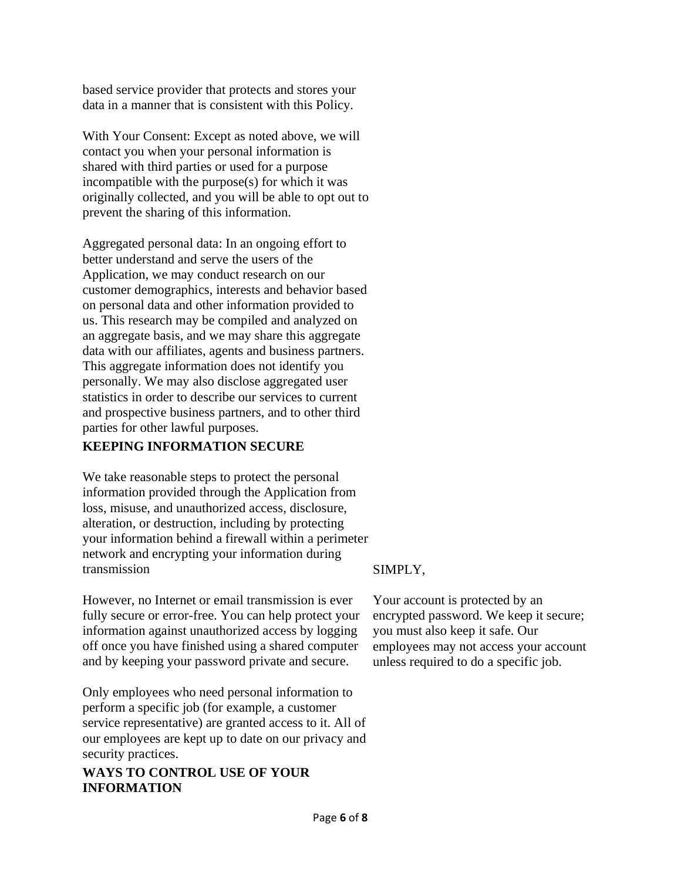based service provider that protects and stores your data in a manner that is consistent with this Policy.

With Your Consent: Except as noted above, we will contact you when your personal information is shared with third parties or used for a purpose incompatible with the purpose(s) for which it was originally collected, and you will be able to opt out to prevent the sharing of this information.

Aggregated personal data: In an ongoing effort to better understand and serve the users of the Application, we may conduct research on our customer demographics, interests and behavior based on personal data and other information provided to us. This research may be compiled and analyzed on an aggregate basis, and we may share this aggregate data with our affiliates, agents and business partners. This aggregate information does not identify you personally. We may also disclose aggregated user statistics in order to describe our services to current and prospective business partners, and to other third parties for other lawful purposes.

**KEEPING INFORMATION SECURE**

We take reasonable steps to protect the personal information provided through the Application from loss, misuse, and unauthorized access, disclosure, alteration, or destruction, including by protecting your information behind a firewall within a perimeter network and encrypting your information during transmission

However, no Internet or email transmission is ever fully secure or error-free. You can help protect your information against unauthorized access by logging off once you have finished using a shared computer and by keeping your password private and secure.

Only employees who need personal information to perform a specific job (for example, a customer service representative) are granted access to it. All of our employees are kept up to date on our privacy and security practices.

SIMPLY,

Your account is protected by an encrypted password. We keep it secure; you must also keep it safe. Our employees may not access your account unless required to do a specific job.

**WAYS TO CONTROL USE OF YOUR INFORMATION**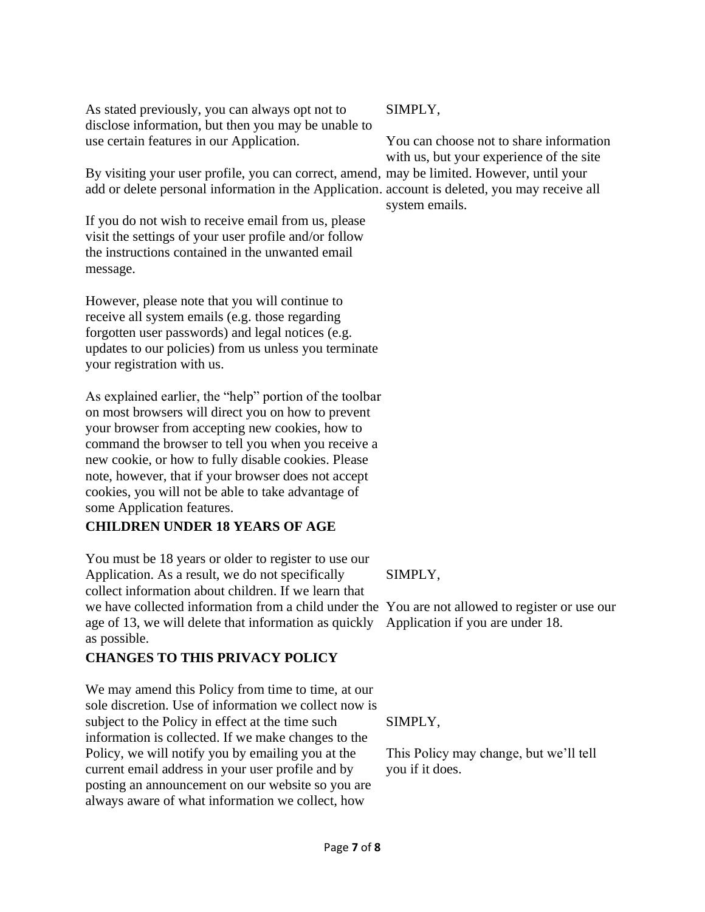As stated previously, you can always opt not to disclose information, but then you may be unable to use certain features in our Application.

By visiting your user profile, you can correct, amend, add or delete personal information in the Application.

If you do not wish to receive email from us, please visit the settings of your user profile and/or follow the instructions contained in the unwanted email message.

However, please note that you will continue to receive all system emails (e.g. those regarding forgotten user passwords) and legal notices (e.g. updates to our policies) from us unless you terminate your registration with us.

As explained earlier, the "help" portion of the toolbar on most browsers will direct you on how to prevent your browser from accepting new cookies, how to command the browser to tell you when you receive a new cookie, or how to fully disable cookies. Please note, however, that if your browser does not accept cookies, you will not be able to take advantage of some Application features.

SIMPLY,

You can choose not to share information with us, but your experience of the site may be limited. However, until your account is deleted, you may receive all system emails.

**CHILDREN UNDER 18 YEARS OF AGE**

You must be 18 years or older to register to use our Application. As a result, we do not specifically collect information about children. If we learn that we have collected information from a child under the age of 13, we will delete that information as quickly as possible.

SIMPLY,

You are not allowed to register or use our Application if you are under 18.

**CHANGES TO THIS PRIVACY POLICY**

We may amend this Policy from time to time, at our sole discretion. Use of information we collect now is subject to the Policy in effect at the time such information is collected. If we make changes to the Policy, we will notify you by emailing you at the current email address in your user profile and by posting an announcement on our website so you are always aware of what information we collect, how

SIMPLY,

This Policy may change, but we'll tell you if it does.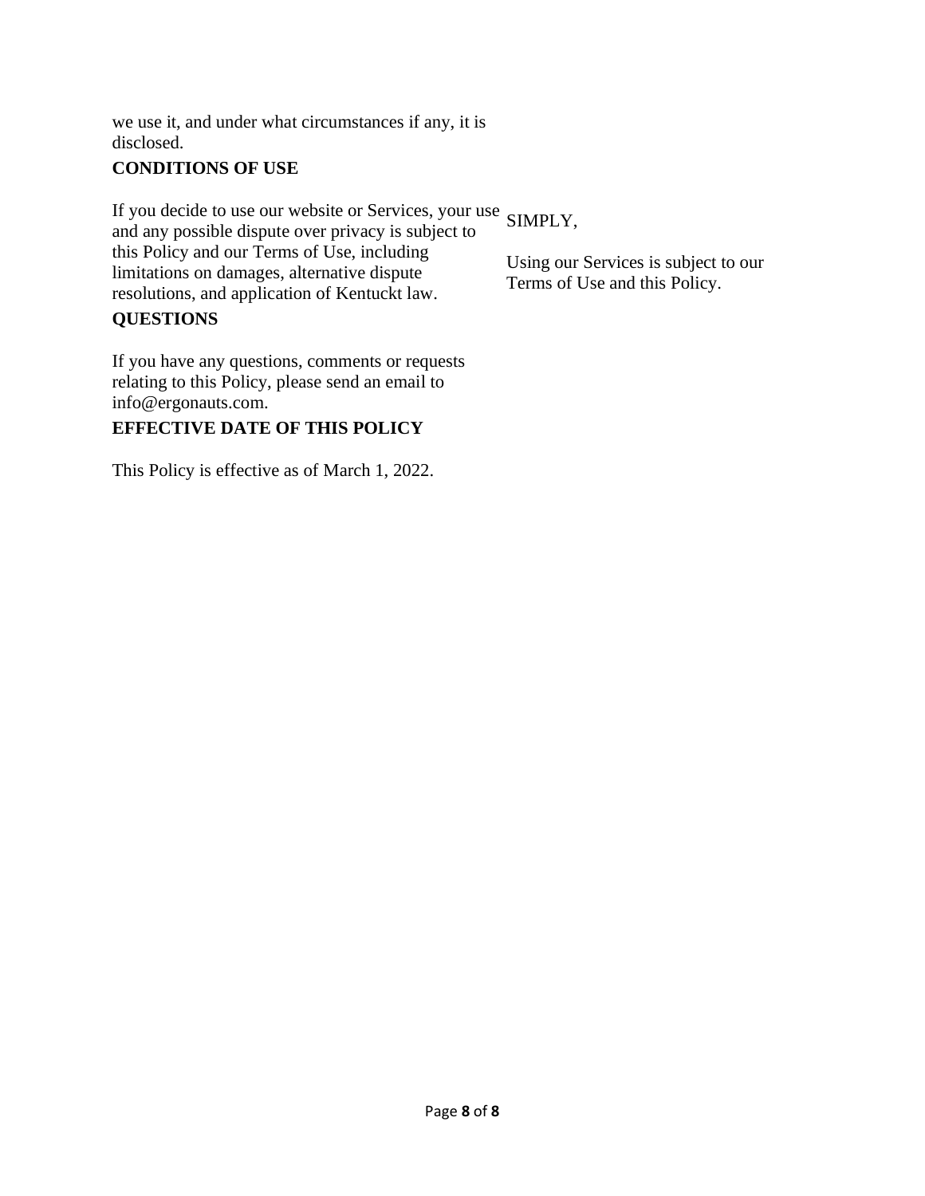we use it, and under what circumstances if any, it is disclosed.

## CONDITIONS OF USE

If you decide to use our website or Services, your use and any possible dispute over privacy is subject to this Policy and our Terms of Use, including limitations on damages, alternative dispute resolutions, and application of Kentuckt law.

SIMPLY,

Using our Services is subject to our Terms of Use and this Policy.

## QUESTIONS

If you have any questions, comments or requests relating to this Policy, please send an email to info@ergonauts.com.

## EFFECTIVE DATE OF THIS POLICY

This Policy is effective as of March 1, 2022.